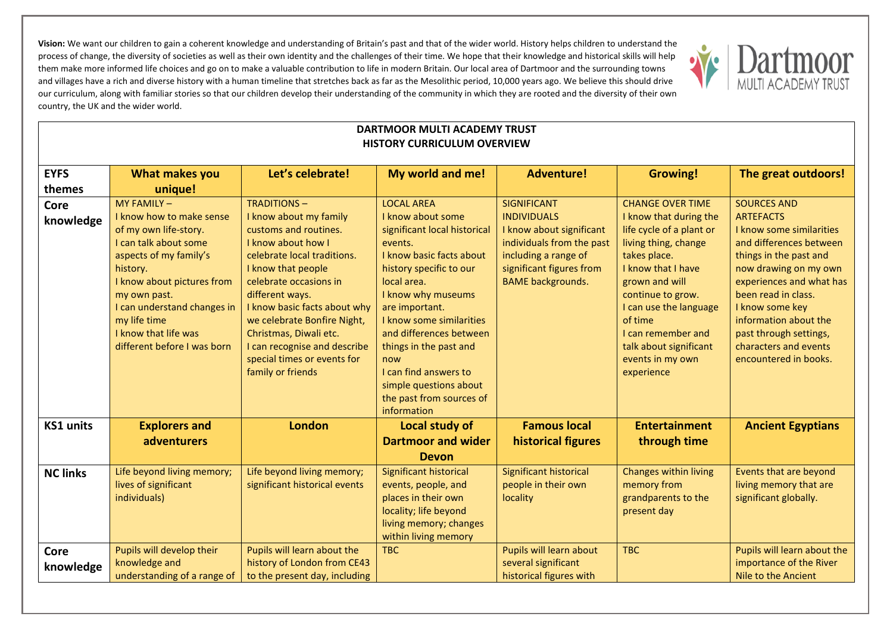**Vision:** We want our children to gain a coherent knowledge and understanding of Britain's past and that of the wider world. History helps children to understand the process of change, the diversity of societies as well as their own identity and the challenges of their time. We hope that their knowledge and historical skills will help them make more informed life choices and go on to make a valuable contribution to life in modern Britain. Our local area of Dartmoor and the surrounding towns and villages have a rich and diverse history with a human timeline that stretches back as far as the Mesolithic period, 10,000 years ago. We believe this should drive our curriculum, along with familiar stories so that our children develop their understanding of the community in which they are rooted and the diversity of their own country, the UK and the wider world.

Dartmoor MULTI ACADEMY TRUST

## DARTMOOR MULTI ACADEMY TRUST
## HISTORY CURRICULUM OVERVIEW

| **EYFS themes** | **What makes you unique!** | **Let's celebrate!** | **My world and me!** | **Adventure!** | **Growing!** | **The great outdoors!** |
|---|---|---|---|---|---|---|
| **Core knowledge** | MY FAMILY – I know how to make sense of my own life-story. I can talk about some aspects of my family's history. I know about pictures from my own past. I can understand changes in my life time I know that life was different before I was born | TRADITIONS – I know about my family customs and routines. I know about how I celebrate local traditions. I know that people celebrate occasions in different ways. I know basic facts about why we celebrate Bonfire Night, Christmas, Diwali etc. I can recognise and describe special times or events for family or friends | LOCAL AREA I know about some significant local historical events. I know basic facts about history specific to our local area. I know why museums are important. I know some similarities and differences between things in the past and now I can find answers to simple questions about the past from sources of information | SIGNIFICANT INDIVIDUALS I know about significant individuals from the past including a range of significant figures from BAME backgrounds. | CHANGE OVER TIME I know that during the life cycle of a plant or living thing, change takes place. I know that I have grown and will continue to grow. I can use the language of time I can remember and talk about significant events in my own experience | SOURCES AND ARTEFACTS I know some similarities and differences between things in the past and now drawing on my own experiences and what has been read in class. I know some key information about the past through settings, characters and events encountered in books. |
| **KS1 units** | **Explorers and adventurers** | **London** | **Local study of Dartmoor and wider Devon** | **Famous local historical figures** | **Entertainment through time** | **Ancient Egyptians** |
| **NC links** | Life beyond living memory; lives of significant individuals) | Life beyond living memory; significant historical events | Significant historical events, people, and places in their own locality; life beyond living memory; changes within living memory | Significant historical people in their own locality | Changes within living memory from grandparents to the present day | Events that are beyond living memory that are significant globally. |
| **Core knowledge** | Pupils will develop their knowledge and understanding of a range of | Pupils will learn about the history of London from CE43 to the present day, including | TBC | Pupils will learn about several significant historical figures with | TBC | Pupils will learn about the importance of the River Nile to the Ancient |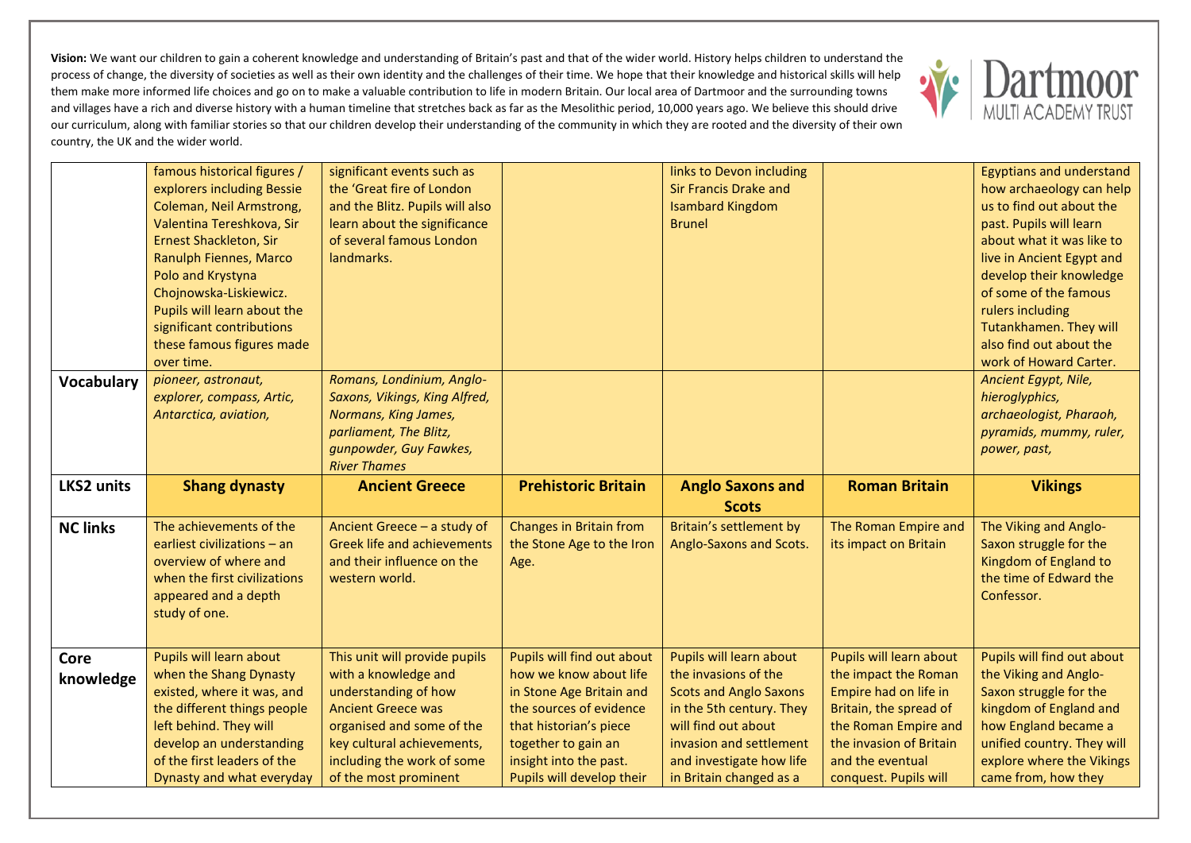**Vision:** We want our children to gain a coherent knowledge and understanding of Britain's past and that of the wider world. History helps children to understand the process of change, the diversity of societies as well as their own identity and the challenges of their time. We hope that their knowledge and historical skills will help them make more informed life choices and go on to make a valuable contribution to life in modern Britain. Our local area of Dartmoor and the surrounding towns and villages have a rich and diverse history with a human timeline that stretches back as far as the Mesolithic period, 10,000 years ago. We believe this should drive our curriculum, along with familiar stories so that our children develop their understanding of the community in which they are rooted and the diversity of their own country, the UK and the wider world.

| | | | | | | |
|---|---|---|---|---|---|---|
| | famous historical figures / explorers including Bessie Coleman, Neil Armstrong, Valentina Tereshkova, Sir Ernest Shackleton, Sir Ranulph Fiennes, Marco Polo and Krystyna Chojnowska-Liskiewicz. Pupils will learn about the significant contributions these famous figures made over time. | significant events such as the 'Great fire of London and the Blitz. Pupils will also learn about the significance of several famous London landmarks. | | links to Devon including Sir Francis Drake and Isambard Kingdom Brunel | | Egyptians and understand how archaeology can help us to find out about the past. Pupils will learn about what it was like to live in Ancient Egypt and develop their knowledge of some of the famous rulers including Tutankhamen. They will also find out about the work of Howard Carter. |
| **Vocabulary** | *pioneer, astronaut, explorer, compass, Artic, Antarctica, aviation,* | *Romans, Londinium, Anglo-Saxons, Vikings, King Alfred, Normans, King James, parliament, The Blitz, gunpowder, Guy Fawkes, River Thames* | | | | *Ancient Egypt, Nile, hieroglyphics, archaeologist, Pharaoh, pyramids, mummy, ruler, power, past,* |
| **LKS2 units** | **Shang dynasty** | **Ancient Greece** | **Prehistoric Britain** | **Anglo Saxons and Scots** | **Roman Britain** | **Vikings** |
| **NC links** | The achievements of the earliest civilizations – an overview of where and when the first civilizations appeared and a depth study of one. | Ancient Greece – a study of Greek life and achievements and their influence on the western world. | Changes in Britain from the Stone Age to the Iron Age. | Britain's settlement by Anglo-Saxons and Scots. | The Roman Empire and its impact on Britain | The Viking and Anglo-Saxon struggle for the Kingdom of England to the time of Edward the Confessor. |
| **Core knowledge** | Pupils will learn about when the Shang Dynasty existed, where it was, and the different things people left behind. They will develop an understanding of the first leaders of the Dynasty and what everyday | This unit will provide pupils with a knowledge and understanding of how Ancient Greece was organised and some of the key cultural achievements, including the work of some of the most prominent | Pupils will find out about how we know about life in Stone Age Britain and the sources of evidence that historian's piece together to gain an insight into the past. Pupils will develop their | Pupils will learn about the invasions of the Scots and Anglo Saxons in the 5th century. They will find out about invasion and settlement and investigate how life in Britain changed as a | Pupils will learn about the impact the Roman Empire had on life in Britain, the spread of the Roman Empire and the invasion of Britain and the eventual conquest. Pupils will | Pupils will find out about the Viking and Anglo-Saxon struggle for the kingdom of England and how England became a unified country. They will explore where the Vikings came from, how they |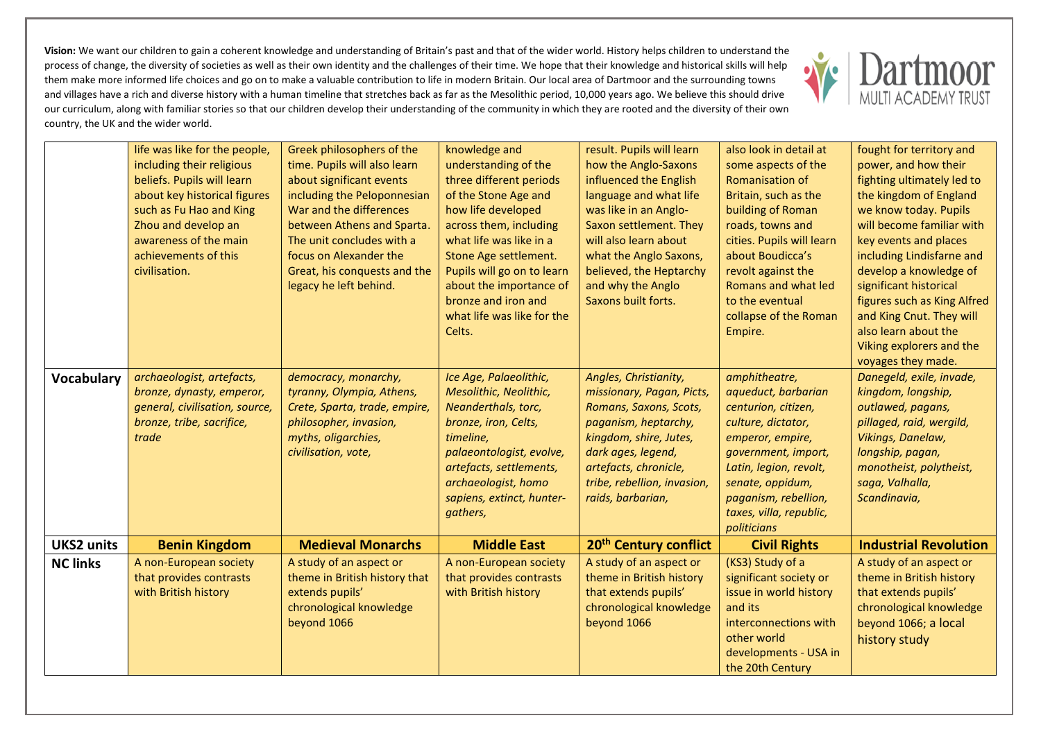**Vision:** We want our children to gain a coherent knowledge and understanding of Britain's past and that of the wider world. History helps children to understand the process of change, the diversity of societies as well as their own identity and the challenges of their time. We hope that their knowledge and historical skills will help them make more informed life choices and go on to make a valuable contribution to life in modern Britain. Our local area of Dartmoor and the surrounding towns and villages have a rich and diverse history with a human timeline that stretches back as far as the Mesolithic period, 10,000 years ago. We believe this should drive our curriculum, along with familiar stories so that our children develop their understanding of the community in which they are rooted and the diversity of their own country, the UK and the wider world.

| | | | | | | |
|---|---|---|---|---|---|---|
| | life was like for the people, including their religious beliefs. Pupils will learn about key historical figures such as Fu Hao and King Zhou and develop an awareness of the main achievements of this civilisation. | Greek philosophers of the time. Pupils will also learn about significant events including the Peloponnesian War and the differences between Athens and Sparta. The unit concludes with a focus on Alexander the Great, his conquests and the legacy he left behind. | knowledge and understanding of the three different periods of the Stone Age and how life developed across them, including what life was like in a Stone Age settlement. Pupils will go on to learn about the importance of bronze and iron and what life was like for the Celts. | result. Pupils will learn how the Anglo-Saxons influenced the English language and what life was like in an Anglo-Saxon settlement. They will also learn about what the Anglo Saxons, believed, the Heptarchy and why the Anglo Saxons built forts. | also look in detail at some aspects of the Romanisation of Britain, such as the building of Roman roads, towns and cities. Pupils will learn about Boudicca's revolt against the Romans and what led to the eventual collapse of the Roman Empire. | fought for territory and power, and how their fighting ultimately led to the kingdom of England we know today. Pupils will become familiar with key events and places including Lindisfarne and develop a knowledge of significant historical figures such as King Alfred and King Cnut. They will also learn about the Viking explorers and the voyages they made. |
| **Vocabulary** | *archaeologist, artefacts, bronze, dynasty, emperor, general, civilisation, source, bronze, tribe, sacrifice, trade* | *democracy, monarchy, tyranny, Olympia, Athens, Crete, Sparta, trade, empire, philosopher, invasion, myths, oligarchies, civilisation, vote,* | *Ice Age, Palaeolithic, Mesolithic, Neolithic, Neanderthals, torc, bronze, iron, Celts, timeline, palaeontologist, evolve, artefacts, settlements, archaeologist, homo sapiens, extinct, hunter-gathers,* | *Angles, Christianity, missionary, Pagan, Picts, Romans, Saxons, Scots, paganism, heptarchy, kingdom, shire, Jutes, dark ages, legend, artefacts, chronicle, tribe, rebellion, invasion, raids, barbarian,* | *amphitheatre, aqueduct, barbarian centurion, citizen, culture, dictator, emperor, empire, government, import, Latin, legion, revolt, senate, oppidum, paganism, rebellion, taxes, villa, republic, politicians* | *Danegeld, exile, invade, kingdom, longship, outlawed, pagans, pillaged, raid, wergild, Vikings, Danelaw, longship, pagan, monotheist, polytheist, saga, Valhalla, Scandinavia,* |
| **UKS2 units** | **Benin Kingdom** | **Medieval Monarchs** | **Middle East** | **20th Century conflict** | **Civil Rights** | **Industrial Revolution** |
| **NC links** | A non-European society that provides contrasts with British history | A study of an aspect or theme in British history that extends pupils' chronological knowledge beyond 1066 | A non-European society that provides contrasts with British history | A study of an aspect or theme in British history that extends pupils' chronological knowledge beyond 1066 | (KS3) Study of a significant society or issue in world history and its interconnections with other world developments - USA in the 20th Century | A study of an aspect or theme in British history that extends pupils' chronological knowledge beyond 1066; a local history study |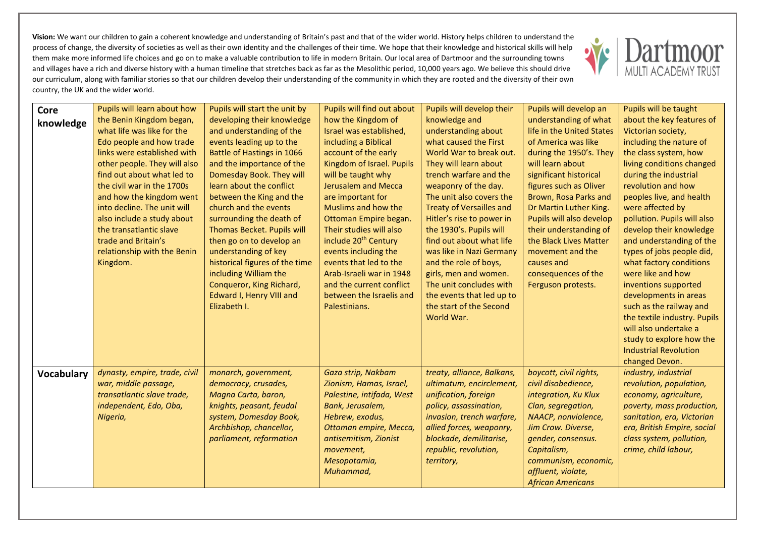**Vision:** We want our children to gain a coherent knowledge and understanding of Britain's past and that of the wider world. History helps children to understand the process of change, the diversity of societies as well as their own identity and the challenges of their time. We hope that their knowledge and historical skills will help them make more informed life choices and go on to make a valuable contribution to life in modern Britain. Our local area of Dartmoor and the surrounding towns and villages have a rich and diverse history with a human timeline that stretches back as far as the Mesolithic period, 10,000 years ago. We believe this should drive our curriculum, along with familiar stories so that our children develop their understanding of the community in which they are rooted and the diversity of their own country, the UK and the wider world.

Dartmoor MULTI ACADEMY TRUST

| | | | | | | |
|---|---|---|---|---|---|---|
| **Core knowledge** | Pupils will learn about how the Benin Kingdom began, what life was like for the Edo people and how trade links were established with other people. They will also find out about what led to the civil war in the 1700s and how the kingdom went into decline. The unit will also include a study about the transatlantic slave trade and Britain's relationship with the Benin Kingdom. | Pupils will start the unit by developing their knowledge and understanding of the events leading up to the Battle of Hastings in 1066 and the importance of the Domesday Book. They will learn about the conflict between the King and the church and the events surrounding the death of Thomas Becket. Pupils will then go on to develop an understanding of key historical figures of the time including William the Conqueror, King Richard, Edward I, Henry VIII and Elizabeth I. | Pupils will find out about how the Kingdom of Israel was established, including a Biblical account of the early Kingdom of Israel. Pupils will be taught why Jerusalem and Mecca are important for Muslims and how the Ottoman Empire began. Their studies will also include 20th Century events including the events that led to the Arab-Israeli war in 1948 and the current conflict between the Israelis and Palestinians. | Pupils will develop their knowledge and understanding about what caused the First World War to break out. They will learn about trench warfare and the weaponry of the day. The unit also covers the Treaty of Versailles and Hitler's rise to power in the 1930's. Pupils will find out about what life was like in Nazi Germany and the role of boys, girls, men and women. The unit concludes with the events that led up to the start of the Second World War. | Pupils will develop an understanding of what life in the United States of America was like during the 1950's. They will learn about significant historical figures such as Oliver Brown, Rosa Parks and Dr Martin Luther King. Pupils will also develop their understanding of the Black Lives Matter movement and the causes and consequences of the Ferguson protests. | Pupils will be taught about the key features of Victorian society, including the nature of the class system, how living conditions changed during the industrial revolution and how peoples live, and health were affected by pollution. Pupils will also develop their knowledge and understanding of the types of jobs people did, what factory conditions were like and how inventions supported developments in areas such as the railway and the textile industry. Pupils will also undertake a study to explore how the Industrial Revolution changed Devon. |
| **Vocabulary** | *dynasty, empire, trade, civil war, middle passage, transatlantic slave trade, independent, Edo, Oba, Nigeria,* | *monarch, government, democracy, crusades, Magna Carta, baron, knights, peasant, feudal system, Domesday Book, Archbishop, chancellor, parliament, reformation* | *Gaza strip, Nakbam Zionism, Hamas, Israel, Palestine, intifada, West Bank, Jerusalem, Hebrew, exodus, Ottoman empire, Mecca, antisemitism, Zionist movement, Mesopotamia, Muhammad,* | *treaty, alliance, Balkans, ultimatum, encirclement, unification, foreign policy, assassination, invasion, trench warfare, allied forces, weaponry, blockade, demilitarise, republic, revolution, territory,* | *boycott, civil rights, civil disobedience, integration, Ku Klux Clan, segregation, NAACP, nonviolence, Jim Crow. Diverse, gender, consensus. Capitalism, communism, economic, affluent, violate, African Americans* | *industry, industrial revolution, population, economy, agriculture, poverty, mass production, sanitation, era, Victorian era, British Empire, social class system, pollution, crime, child labour,* |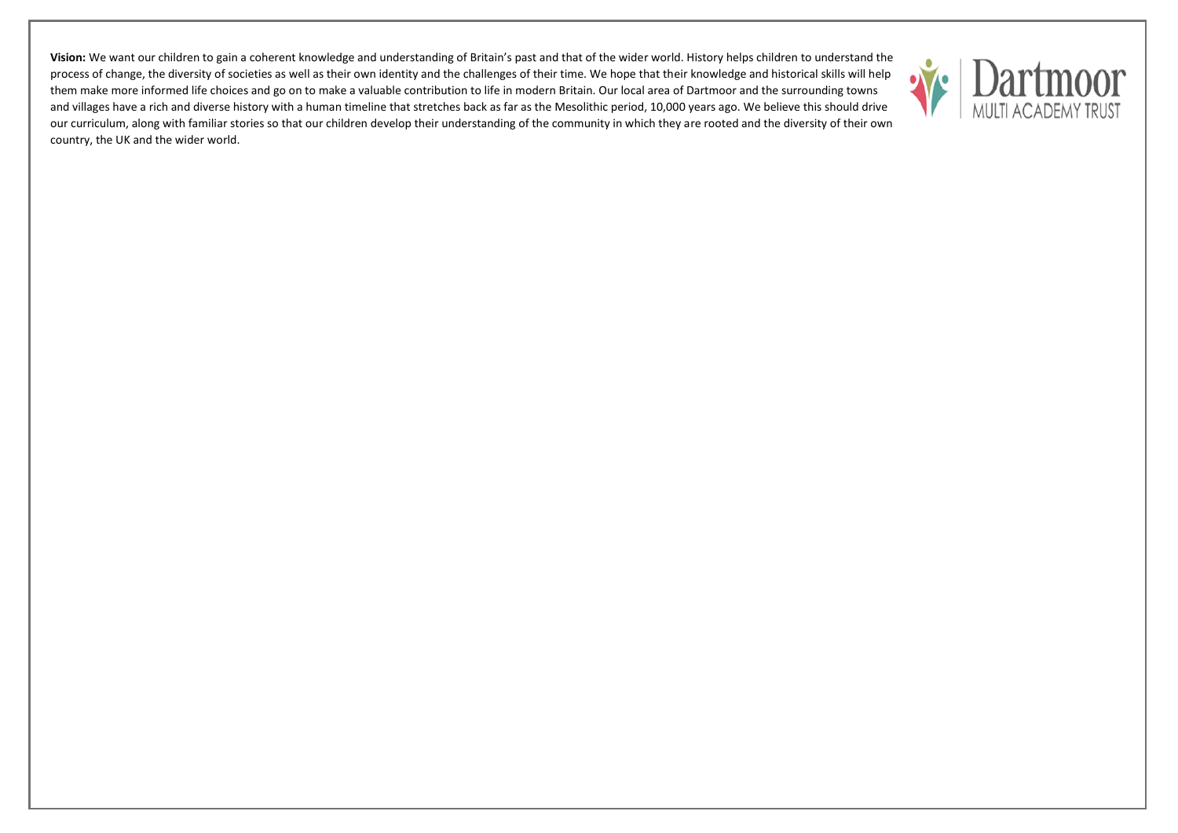**Vision:** We want our children to gain a coherent knowledge and understanding of Britain's past and that of the wider world. History helps children to understand the process of change, the diversity of societies as well as their own identity and the challenges of their time. We hope that their knowledge and historical skills will help them make more informed life choices and go on to make a valuable contribution to life in modern Britain. Our local area of Dartmoor and the surrounding towns and villages have a rich and diverse history with a human timeline that stretches back as far as the Mesolithic period, 10,000 years ago. We believe this should drive our curriculum, along with familiar stories so that our children develop their understanding of the community in which they are rooted and the diversity of their own country, the UK and the wider world.

Dartmoor
MULTI ACADEMY TRUST